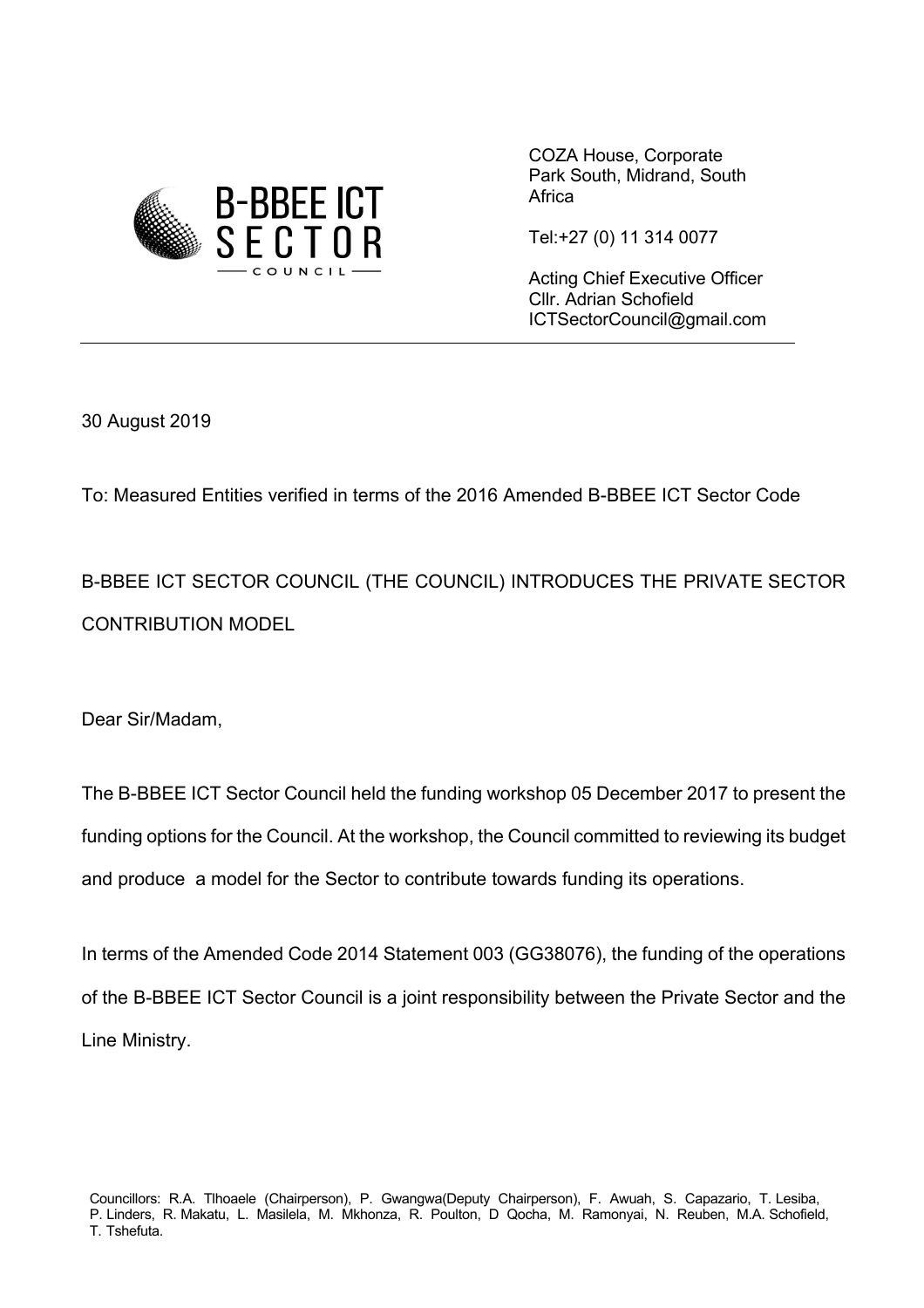B-BBEE ICT SECTOR COUNCIL

COZA House, Corporate Park South, Midrand, South Africa

Tel:+27 (0) 11 314 0077

Acting Chief Executive Officer
Cllr. Adrian Schofield
ICTSectorCouncil@gmail.com

---

30 August 2019

To: Measured Entities verified in terms of the 2016 Amended B-BBEE ICT Sector Code

B-BBEE ICT SECTOR COUNCIL (THE COUNCIL) INTRODUCES THE PRIVATE SECTOR CONTRIBUTION MODEL

Dear Sir/Madam,

The B-BBEE ICT Sector Council held the funding workshop 05 December 2017 to present the funding options for the Council. At the workshop, the Council committed to reviewing its budget and produce a model for the Sector to contribute towards funding its operations.

In terms of the Amended Code 2014 Statement 003 (GG38076), the funding of the operations of the B-BBEE ICT Sector Council is a joint responsibility between the Private Sector and the Line Ministry.

Councillors: R.A. Tlhoaele (Chairperson), P. Gwangwa(Deputy Chairperson), F. Awuah, S. Capazario, T. Lesiba, P. Linders, R. Makatu, L. Masilela, M. Mkhonza, R. Poulton, D Qocha, M. Ramonyai, N. Reuben, M.A. Schofield, T. Tshefuta.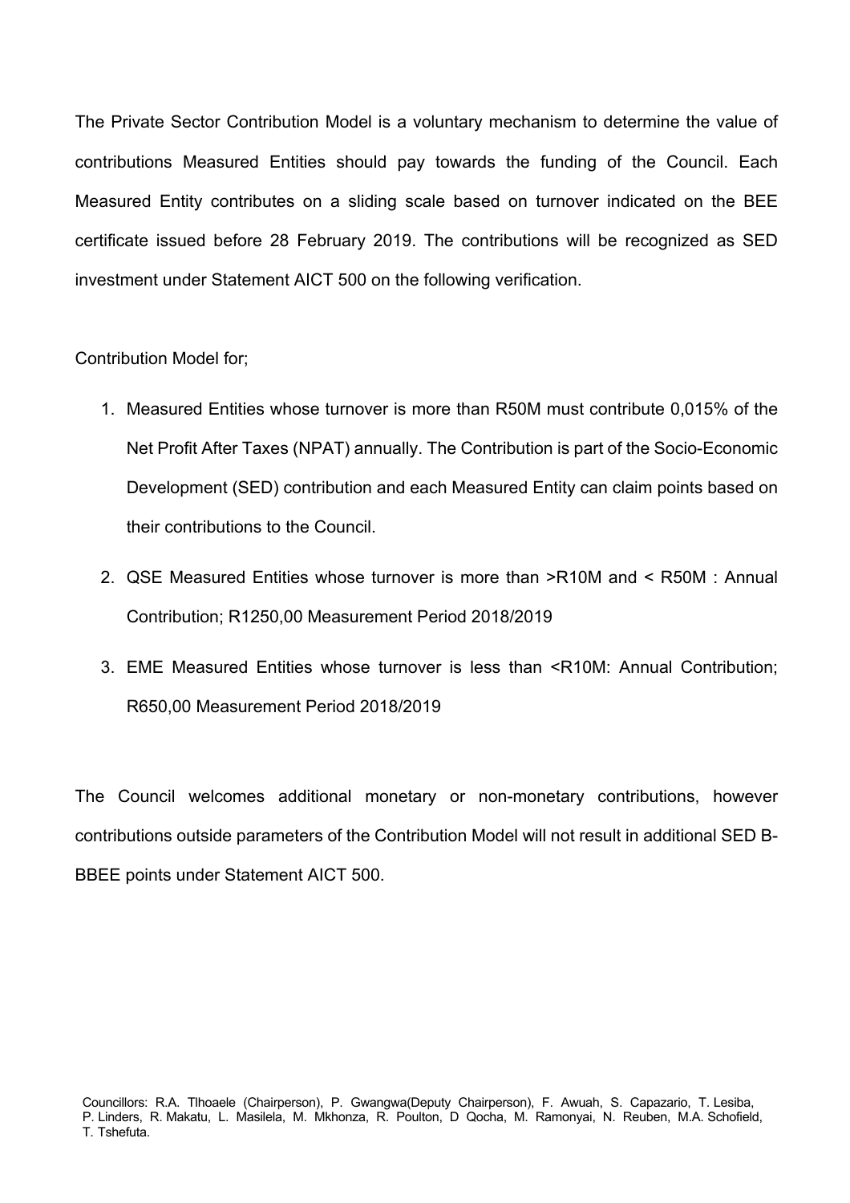The Private Sector Contribution Model is a voluntary mechanism to determine the value of contributions Measured Entities should pay towards the funding of the Council. Each Measured Entity contributes on a sliding scale based on turnover indicated on the BEE certificate issued before 28 February 2019. The contributions will be recognized as SED investment under Statement AICT 500 on the following verification.

Contribution Model for;

1. Measured Entities whose turnover is more than R50M must contribute 0,015% of the Net Profit After Taxes (NPAT) annually. The Contribution is part of the Socio-Economic Development (SED) contribution and each Measured Entity can claim points based on their contributions to the Council.
2. QSE Measured Entities whose turnover is more than >R10M and < R50M : Annual Contribution; R1250,00 Measurement Period 2018/2019
3. EME Measured Entities whose turnover is less than <R10M: Annual Contribution; R650,00 Measurement Period 2018/2019

The Council welcomes additional monetary or non-monetary contributions, however contributions outside parameters of the Contribution Model will not result in additional SED B-BBEE points under Statement AICT 500.

Councillors: R.A. Tlhoaele (Chairperson), P. Gwangwa(Deputy Chairperson), F. Awuah, S. Capazario, T. Lesiba, P. Linders, R. Makatu, L. Masilela, M. Mkhonza, R. Poulton, D Qocha, M. Ramonyai, N. Reuben, M.A. Schofield, T. Tshefuta.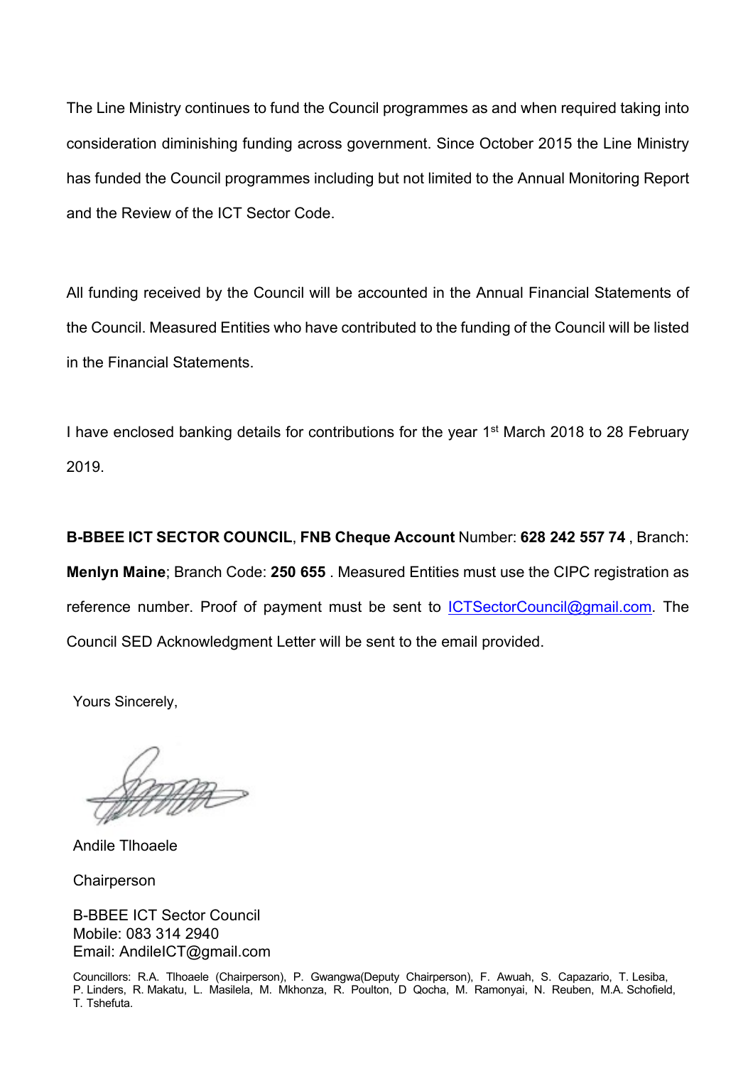The Line Ministry continues to fund the Council programmes as and when required taking into consideration diminishing funding across government. Since October 2015 the Line Ministry has funded the Council programmes including but not limited to the Annual Monitoring Report and the Review of the ICT Sector Code.

All funding received by the Council will be accounted in the Annual Financial Statements of the Council. Measured Entities who have contributed to the funding of the Council will be listed in the Financial Statements.

I have enclosed banking details for contributions for the year 1st March 2018 to 28 February 2019.

**B-BBEE ICT SECTOR COUNCIL**, **FNB Cheque Account** Number: **628 242 557 74** , Branch: **Menlyn Maine**; Branch Code: **250 655** . Measured Entities must use the CIPC registration as reference number. Proof of payment must be sent to ICTSectorCouncil@gmail.com. The Council SED Acknowledgment Letter will be sent to the email provided.

Yours Sincerely,

Andile Tlhoaele

Chairperson

B-BBEE ICT Sector Council
Mobile: 083 314 2940
Email: AndileICT@gmail.com

Councillors: R.A. Tlhoaele (Chairperson), P. Gwangwa(Deputy Chairperson), F. Awuah, S. Capazario, T. Lesiba, P. Linders, R. Makatu, L. Masilela, M. Mkhonza, R. Poulton, D Qocha, M. Ramonyai, N. Reuben, M.A. Schofield, T. Tshefuta.